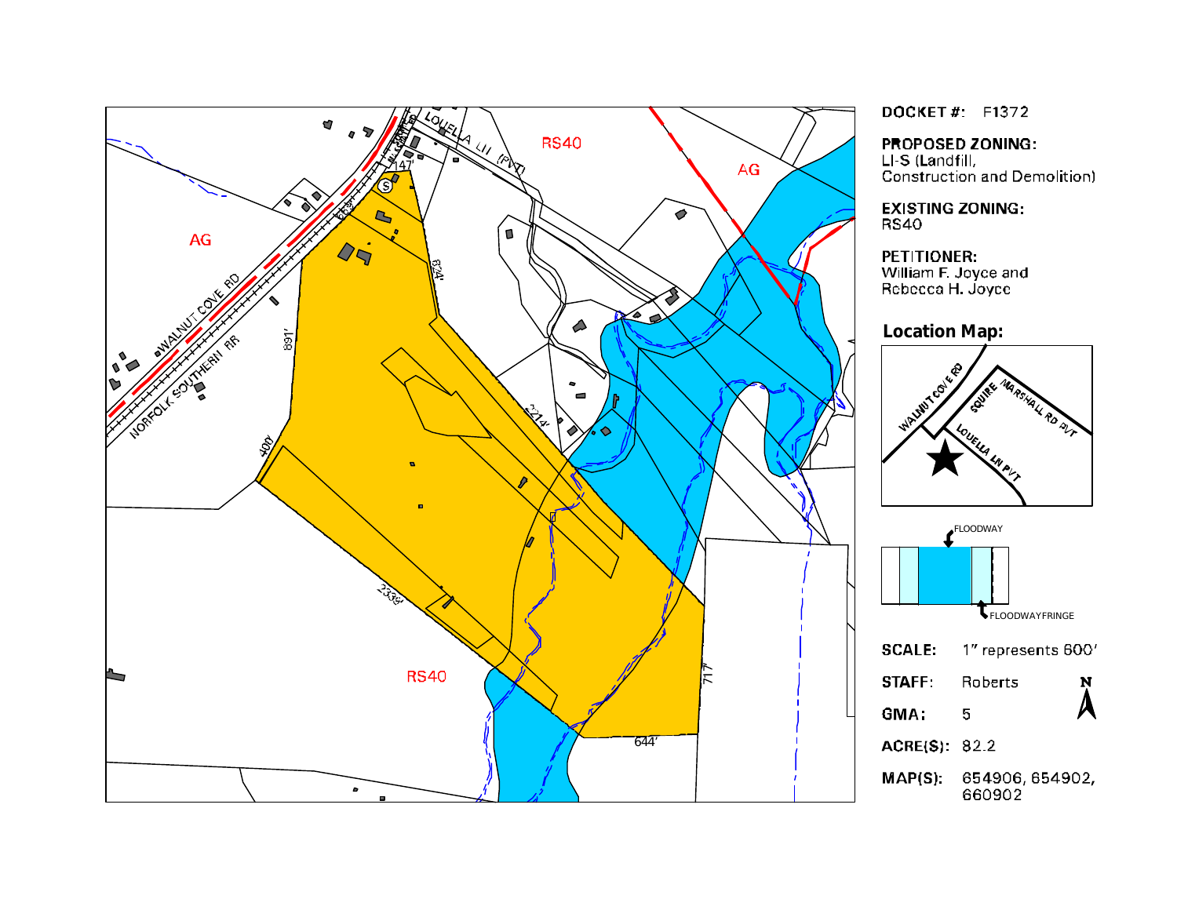DOCKET #: F1372

PROPOSED ZONING:
LI-S (Landfill, Construction and Demolition)

EXISTING ZONING:
RS40

PETITIONER:
William F. Joyce and Rebecca H. Joyce

**Location Map:**

SCALE: 1" represents 600'

STAFF: Roberts

GMA: 5

ACRE(S): 82.2

MAP(S): 654906, 654902, 660902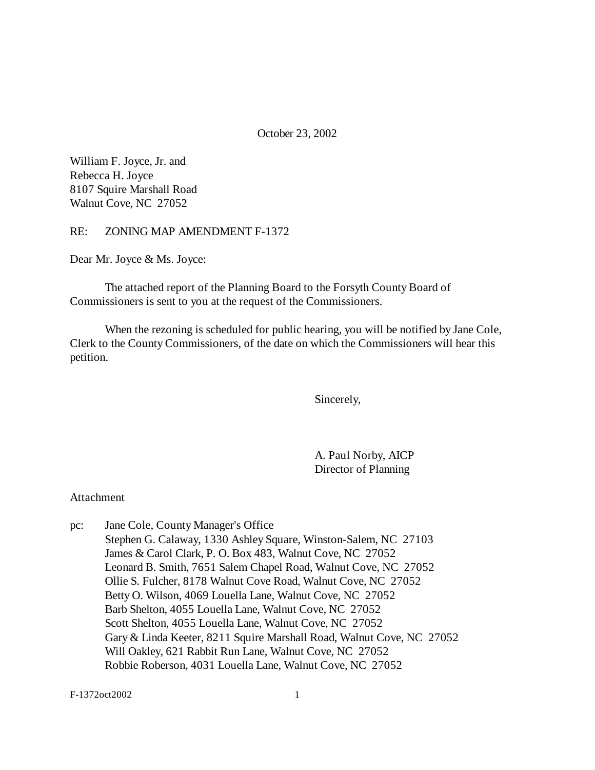October 23, 2002

William F. Joyce, Jr. and
Rebecca H. Joyce
8107 Squire Marshall Road
Walnut Cove, NC 27052

RE: ZONING MAP AMENDMENT F-1372

Dear Mr. Joyce & Ms. Joyce:

The attached report of the Planning Board to the Forsyth County Board of Commissioners is sent to you at the request of the Commissioners.

When the rezoning is scheduled for public hearing, you will be notified by Jane Cole, Clerk to the County Commissioners, of the date on which the Commissioners will hear this petition.

Sincerely,

A. Paul Norby, AICP
Director of Planning

Attachment

pc: Jane Cole, County Manager's Office
Stephen G. Calaway, 1330 Ashley Square, Winston-Salem, NC 27103
James & Carol Clark, P. O. Box 483, Walnut Cove, NC 27052
Leonard B. Smith, 7651 Salem Chapel Road, Walnut Cove, NC 27052
Ollie S. Fulcher, 8178 Walnut Cove Road, Walnut Cove, NC 27052
Betty O. Wilson, 4069 Louella Lane, Walnut Cove, NC 27052
Barb Shelton, 4055 Louella Lane, Walnut Cove, NC 27052
Scott Shelton, 4055 Louella Lane, Walnut Cove, NC 27052
Gary & Linda Keeter, 8211 Squire Marshall Road, Walnut Cove, NC 27052
Will Oakley, 621 Rabbit Run Lane, Walnut Cove, NC 27052
Robbie Roberson, 4031 Louella Lane, Walnut Cove, NC 27052

F-1372oct2002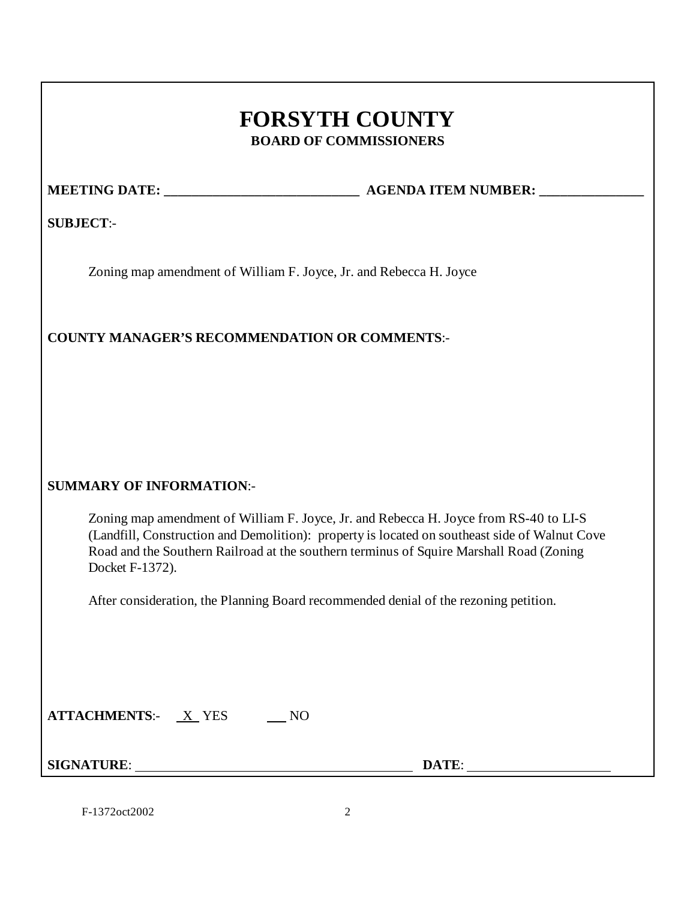# FORSYTH COUNTY

## BOARD OF COMMISSIONERS

**MEETING DATE:** ____________________________ **AGENDA ITEM NUMBER:** _______________

**SUBJECT**:-

Zoning map amendment of William F. Joyce, Jr. and Rebecca H. Joyce

**COUNTY MANAGER'S RECOMMENDATION OR COMMENTS**:-

**SUMMARY OF INFORMATION**:-

Zoning map amendment of William F. Joyce, Jr. and Rebecca H. Joyce from RS-40 to LI-S (Landfill, Construction and Demolition): property is located on southeast side of Walnut Cove Road and the Southern Railroad at the southern terminus of Squire Marshall Road (Zoning Docket F-1372).

After consideration, the Planning Board recommended denial of the rezoning petition.

**ATTACHMENTS**:- X YES ___ NO

**SIGNATURE**: ________________________________________ **DATE**: ____________________

F-1372oct2002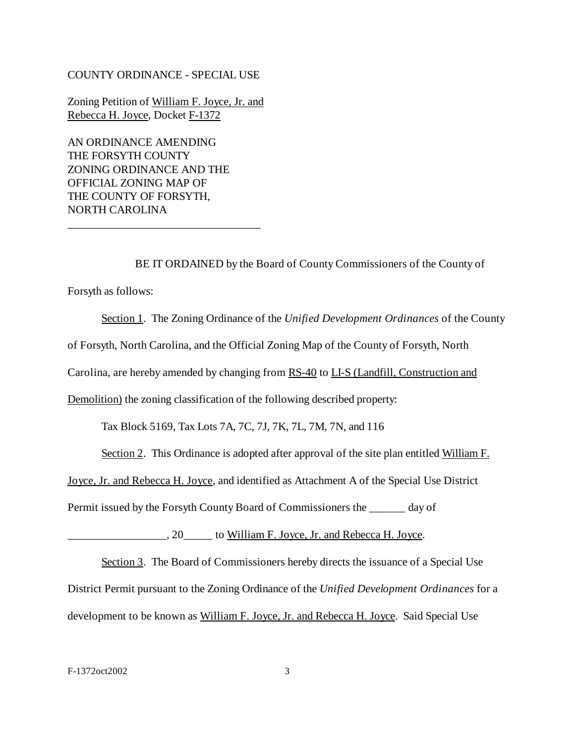COUNTY ORDINANCE - SPECIAL USE

Zoning Petition of William F. Joyce, Jr. and Rebecca H. Joyce, Docket F-1372

AN ORDINANCE AMENDING THE FORSYTH COUNTY ZONING ORDINANCE AND THE OFFICIAL ZONING MAP OF THE COUNTY OF FORSYTH, NORTH CAROLINA

___________________________________

BE IT ORDAINED by the Board of County Commissioners of the County of Forsyth as follows:

Section 1. The Zoning Ordinance of the *Unified Development Ordinances* of the County of Forsyth, North Carolina, and the Official Zoning Map of the County of Forsyth, North Carolina, are hereby amended by changing from RS-40 to LI-S (Landfill, Construction and Demolition) the zoning classification of the following described property:

Tax Block 5169, Tax Lots 7A, 7C, 7J, 7K, 7L, 7M, 7N, and 116

Section 2. This Ordinance is adopted after approval of the site plan entitled William F. Joyce, Jr. and Rebecca H. Joyce, and identified as Attachment A of the Special Use District Permit issued by the Forsyth County Board of Commissioners the ______ day of __________________, 20_____ to William F. Joyce, Jr. and Rebecca H. Joyce.

Section 3. The Board of Commissioners hereby directs the issuance of a Special Use District Permit pursuant to the Zoning Ordinance of the *Unified Development Ordinances* for a development to be known as William F. Joyce, Jr. and Rebecca H. Joyce. Said Special Use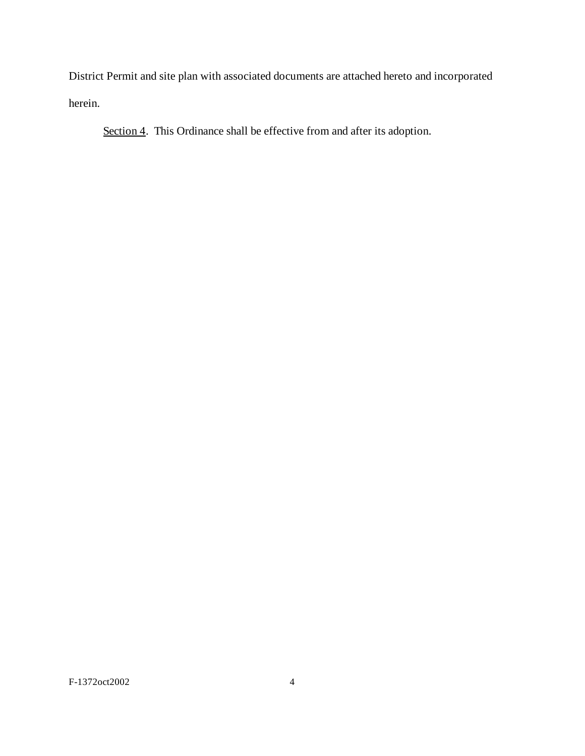District Permit and site plan with associated documents are attached hereto and incorporated herein.

Section 4. This Ordinance shall be effective from and after its adoption.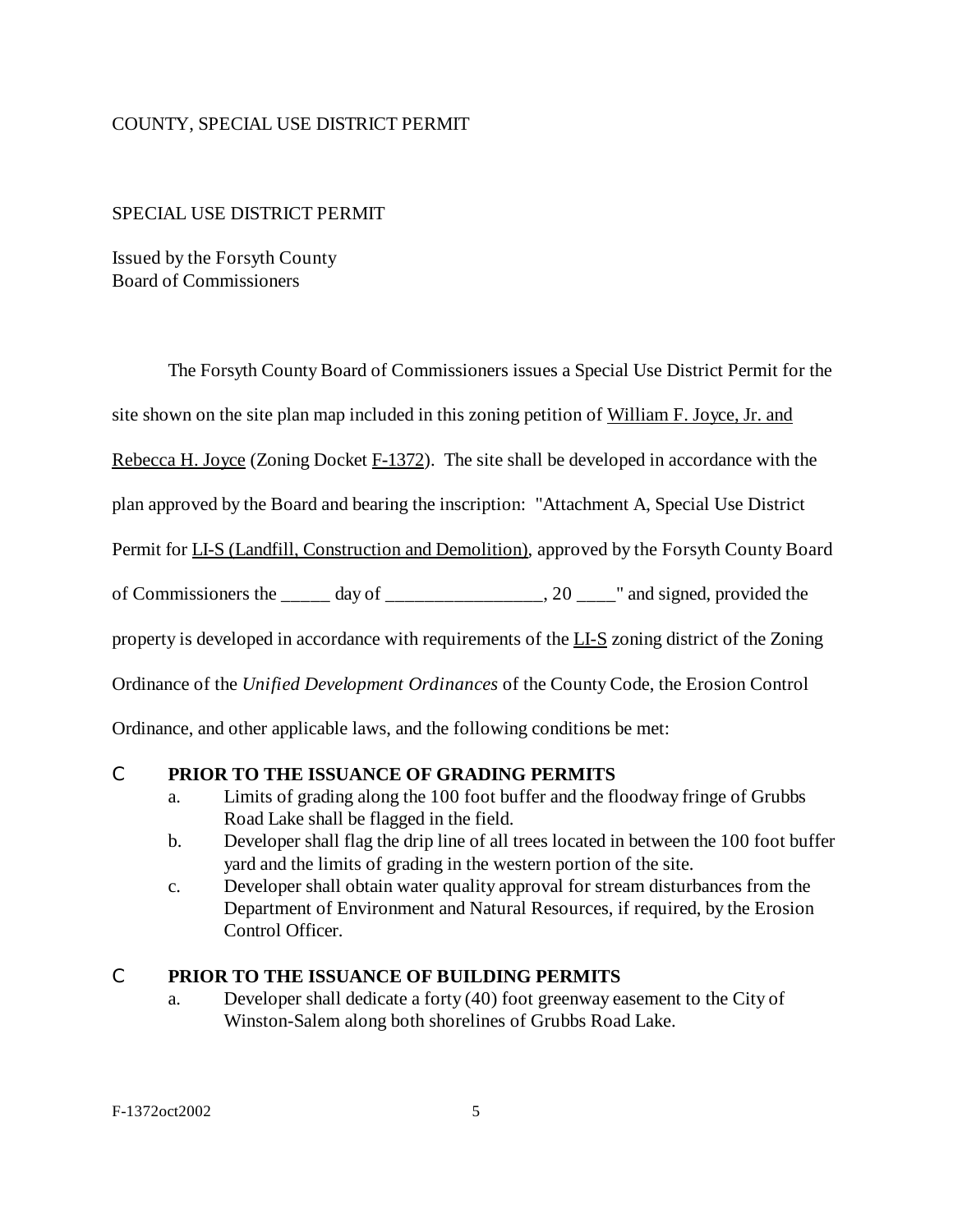COUNTY, SPECIAL USE DISTRICT PERMIT

SPECIAL USE DISTRICT PERMIT

Issued by the Forsyth County
Board of Commissioners

The Forsyth County Board of Commissioners issues a Special Use District Permit for the site shown on the site plan map included in this zoning petition of William F. Joyce, Jr. and Rebecca H. Joyce (Zoning Docket F-1372). The site shall be developed in accordance with the plan approved by the Board and bearing the inscription: "Attachment A, Special Use District Permit for LI-S (Landfill, Construction and Demolition), approved by the Forsyth County Board of Commissioners the _____ day of _________________, 20 ____" and signed, provided the property is developed in accordance with requirements of the LI-S zoning district of the Zoning Ordinance of the *Unified Development Ordinances* of the County Code, the Erosion Control Ordinance, and other applicable laws, and the following conditions be met:

- **PRIOR TO THE ISSUANCE OF GRADING PERMITS**
  - a. Limits of grading along the 100 foot buffer and the floodway fringe of Grubbs Road Lake shall be flagged in the field.
  - b. Developer shall flag the drip line of all trees located in between the 100 foot buffer yard and the limits of grading in the western portion of the site.
  - c. Developer shall obtain water quality approval for stream disturbances from the Department of Environment and Natural Resources, if required, by the Erosion Control Officer.

- **PRIOR TO THE ISSUANCE OF BUILDING PERMITS**
  - a. Developer shall dedicate a forty (40) foot greenway easement to the City of Winston-Salem along both shorelines of Grubbs Road Lake.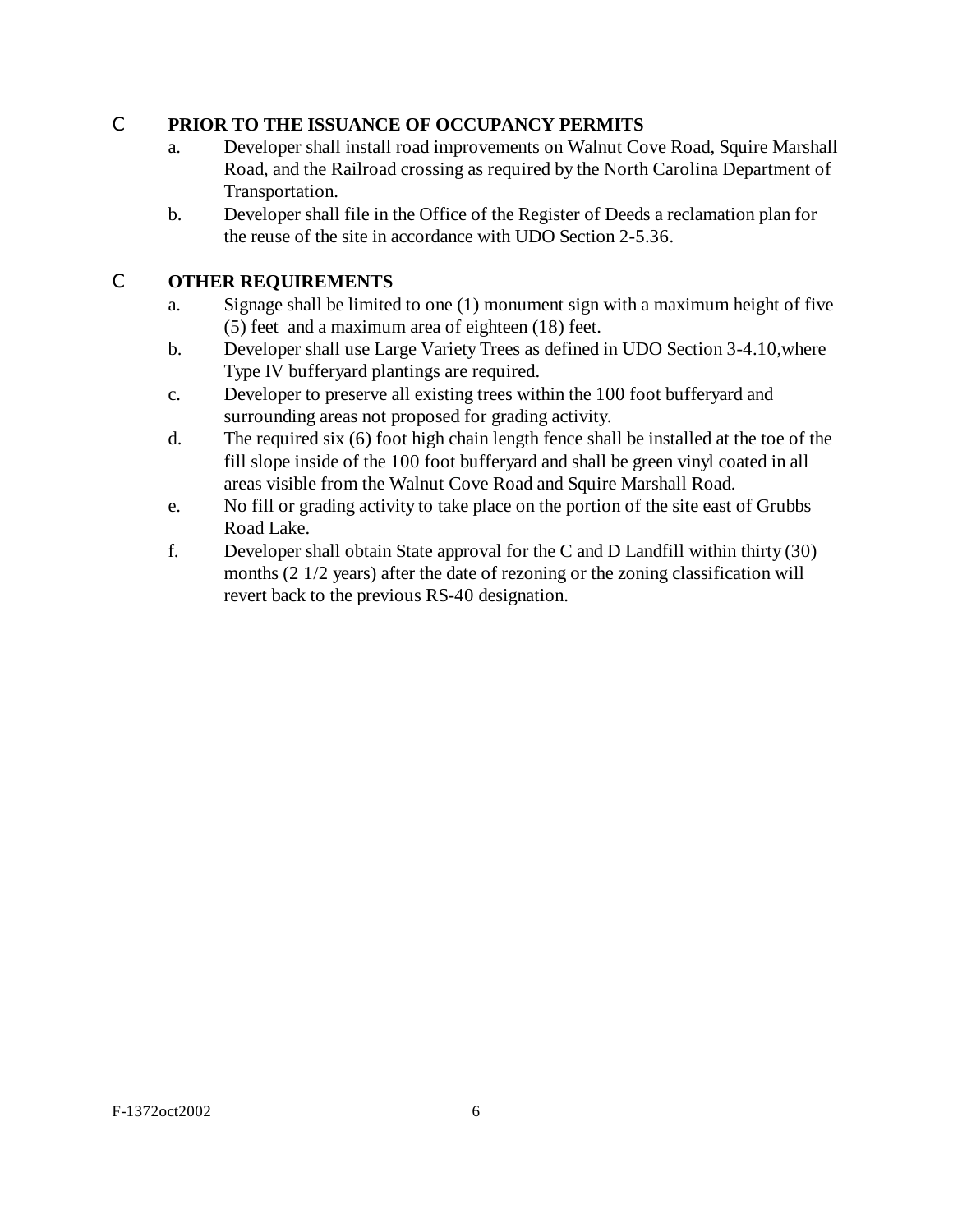C **PRIOR TO THE ISSUANCE OF OCCUPANCY PERMITS**

a. Developer shall install road improvements on Walnut Cove Road, Squire Marshall Road, and the Railroad crossing as required by the North Carolina Department of Transportation.

b. Developer shall file in the Office of the Register of Deeds a reclamation plan for the reuse of the site in accordance with UDO Section 2-5.36.

C **OTHER REQUIREMENTS**

a. Signage shall be limited to one (1) monument sign with a maximum height of five (5) feet and a maximum area of eighteen (18) feet.

b. Developer shall use Large Variety Trees as defined in UDO Section 3-4.10,where Type IV bufferyard plantings are required.

c. Developer to preserve all existing trees within the 100 foot bufferyard and surrounding areas not proposed for grading activity.

d. The required six (6) foot high chain length fence shall be installed at the toe of the fill slope inside of the 100 foot bufferyard and shall be green vinyl coated in all areas visible from the Walnut Cove Road and Squire Marshall Road.

e. No fill or grading activity to take place on the portion of the site east of Grubbs Road Lake.

f. Developer shall obtain State approval for the C and D Landfill within thirty (30) months (2 1/2 years) after the date of rezoning or the zoning classification will revert back to the previous RS-40 designation.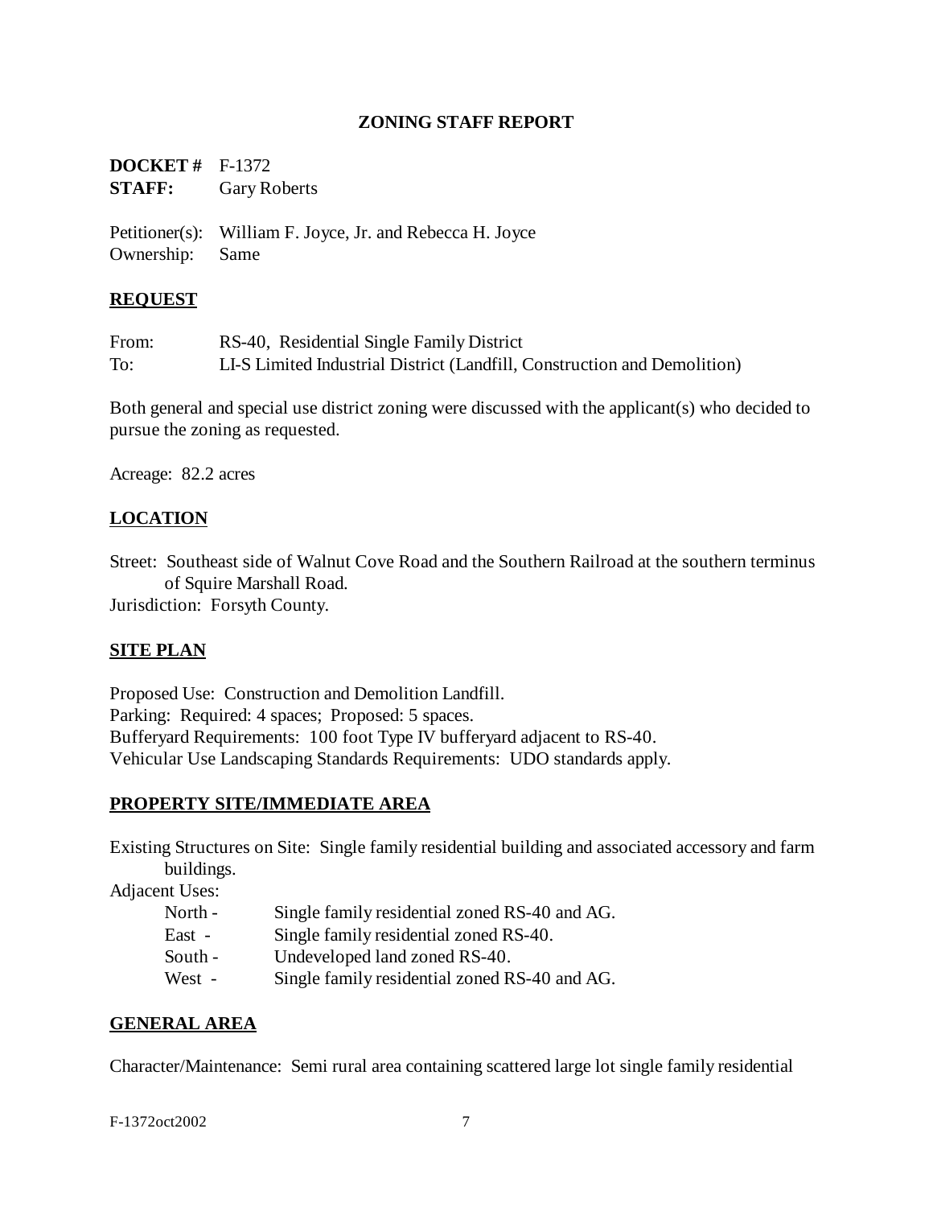## ZONING STAFF REPORT

**DOCKET #** F-1372
**STAFF:** Gary Roberts

Petitioner(s): William F. Joyce, Jr. and Rebecca H. Joyce
Ownership: Same

### REQUEST

From: RS-40, Residential Single Family District
To: LI-S Limited Industrial District (Landfill, Construction and Demolition)

Both general and special use district zoning were discussed with the applicant(s) who decided to pursue the zoning as requested.

Acreage: 82.2 acres

### LOCATION

Street: Southeast side of Walnut Cove Road and the Southern Railroad at the southern terminus of Squire Marshall Road.
Jurisdiction: Forsyth County.

### SITE PLAN

Proposed Use: Construction and Demolition Landfill.
Parking: Required: 4 spaces; Proposed: 5 spaces.
Bufferyard Requirements: 100 foot Type IV bufferyard adjacent to RS-40.
Vehicular Use Landscaping Standards Requirements: UDO standards apply.

### PROPERTY SITE/IMMEDIATE AREA

Existing Structures on Site: Single family residential building and associated accessory and farm buildings.

Adjacent Uses:

- North - Single family residential zoned RS-40 and AG.
- East - Single family residential zoned RS-40.
- South - Undeveloped land zoned RS-40.
- West - Single family residential zoned RS-40 and AG.

### GENERAL AREA

Character/Maintenance: Semi rural area containing scattered large lot single family residential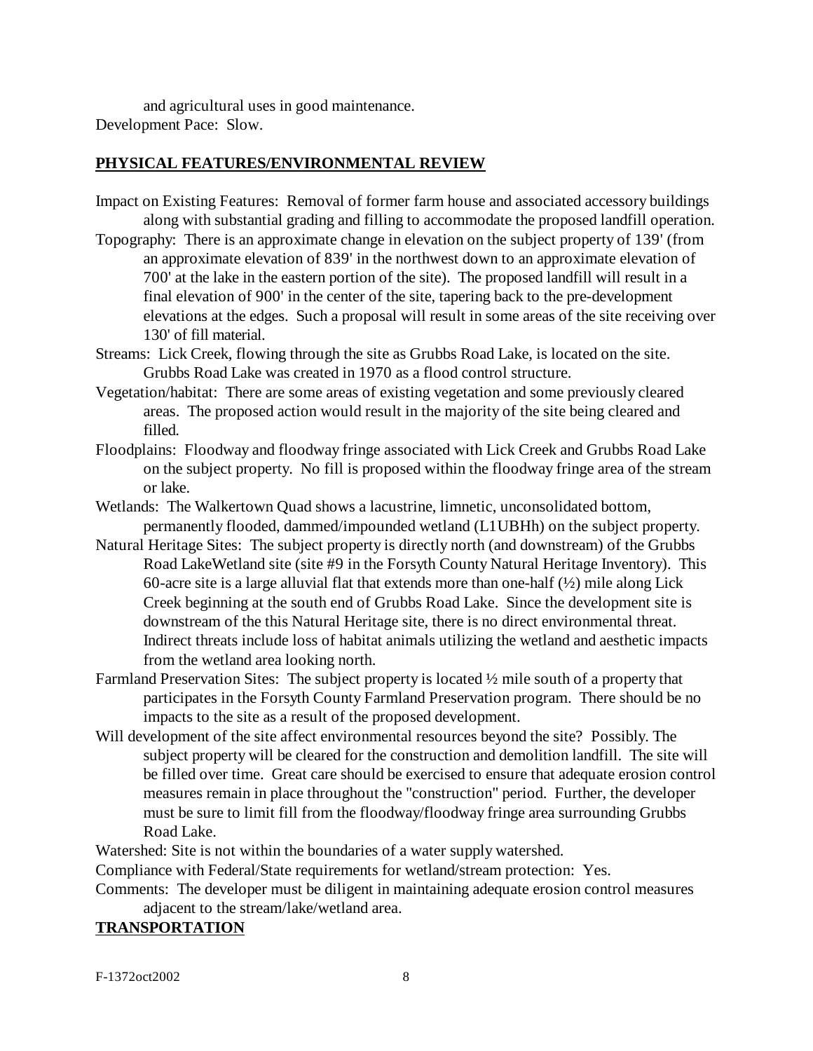and agricultural uses in good maintenance.
Development Pace: Slow.

## PHYSICAL FEATURES/ENVIRONMENTAL REVIEW

Impact on Existing Features: Removal of former farm house and associated accessory buildings along with substantial grading and filling to accommodate the proposed landfill operation.

Topography: There is an approximate change in elevation on the subject property of 139' (from an approximate elevation of 839' in the northwest down to an approximate elevation of 700' at the lake in the eastern portion of the site). The proposed landfill will result in a final elevation of 900' in the center of the site, tapering back to the pre-development elevations at the edges. Such a proposal will result in some areas of the site receiving over 130' of fill material.

Streams: Lick Creek, flowing through the site as Grubbs Road Lake, is located on the site. Grubbs Road Lake was created in 1970 as a flood control structure.

Vegetation/habitat: There are some areas of existing vegetation and some previously cleared areas. The proposed action would result in the majority of the site being cleared and filled.

Floodplains: Floodway and floodway fringe associated with Lick Creek and Grubbs Road Lake on the subject property. No fill is proposed within the floodway fringe area of the stream or lake.

Wetlands: The Walkertown Quad shows a lacustrine, limnetic, unconsolidated bottom, permanently flooded, dammed/impounded wetland (L1UBHh) on the subject property.

Natural Heritage Sites: The subject property is directly north (and downstream) of the Grubbs Road LakeWetland site (site #9 in the Forsyth County Natural Heritage Inventory). This 60-acre site is a large alluvial flat that extends more than one-half (½) mile along Lick Creek beginning at the south end of Grubbs Road Lake. Since the development site is downstream of the this Natural Heritage site, there is no direct environmental threat. Indirect threats include loss of habitat animals utilizing the wetland and aesthetic impacts from the wetland area looking north.

Farmland Preservation Sites: The subject property is located ½ mile south of a property that participates in the Forsyth County Farmland Preservation program. There should be no impacts to the site as a result of the proposed development.

Will development of the site affect environmental resources beyond the site? Possibly. The subject property will be cleared for the construction and demolition landfill. The site will be filled over time. Great care should be exercised to ensure that adequate erosion control measures remain in place throughout the "construction" period. Further, the developer must be sure to limit fill from the floodway/floodway fringe area surrounding Grubbs Road Lake.

Watershed: Site is not within the boundaries of a water supply watershed.

Compliance with Federal/State requirements for wetland/stream protection: Yes.

Comments: The developer must be diligent in maintaining adequate erosion control measures adjacent to the stream/lake/wetland area.

## TRANSPORTATION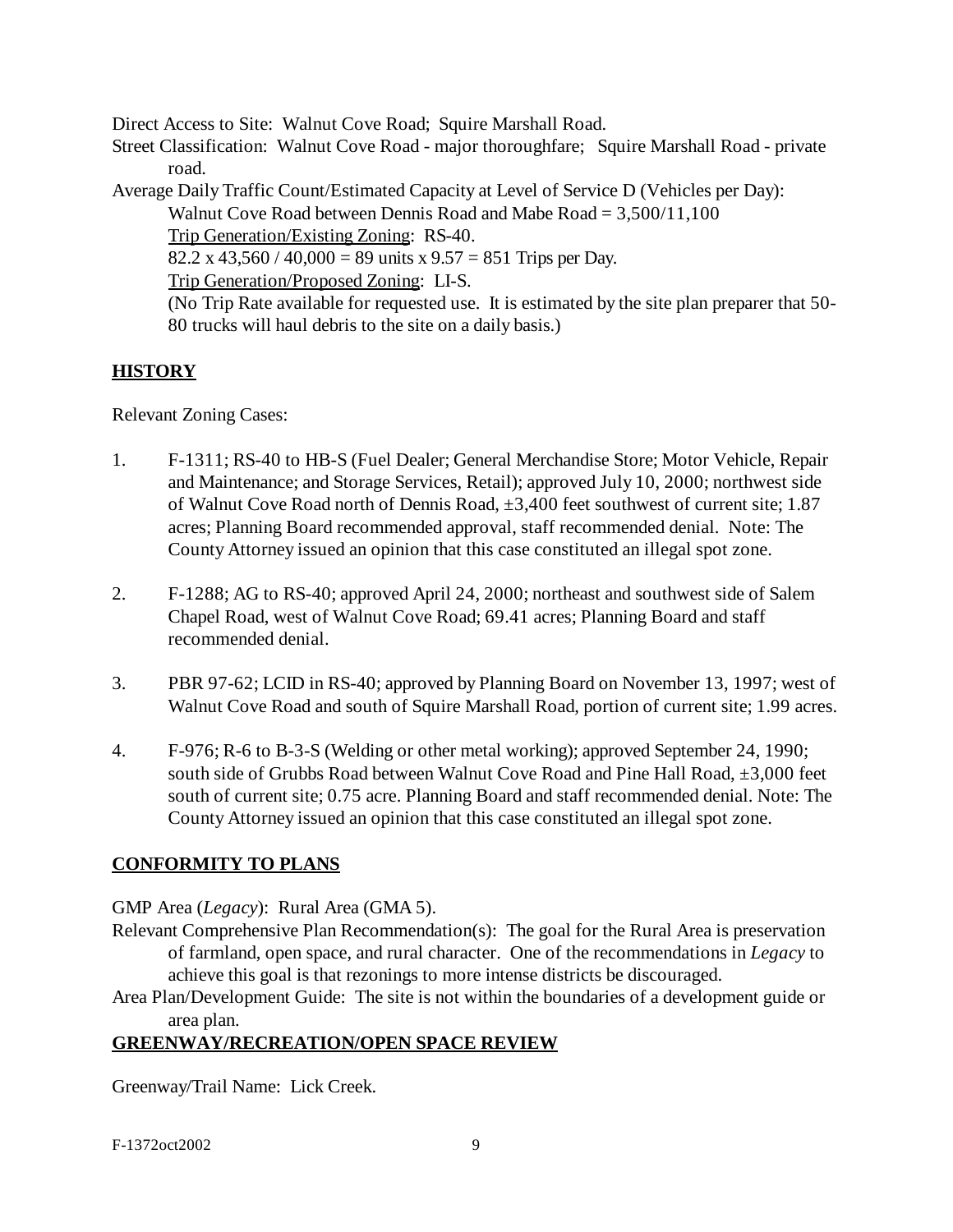Direct Access to Site: Walnut Cove Road; Squire Marshall Road.

Street Classification: Walnut Cove Road - major thoroughfare; Squire Marshall Road - private road.

Average Daily Traffic Count/Estimated Capacity at Level of Service D (Vehicles per Day):

Walnut Cove Road between Dennis Road and Mabe Road = 3,500/11,100

Trip Generation/Existing Zoning: RS-40.

82.2 x 43,560 / 40,000 = 89 units x 9.57 = 851 Trips per Day.

Trip Generation/Proposed Zoning: LI-S.

(No Trip Rate available for requested use. It is estimated by the site plan preparer that 50-80 trucks will haul debris to the site on a daily basis.)

## HISTORY

Relevant Zoning Cases:

1. F-1311; RS-40 to HB-S (Fuel Dealer; General Merchandise Store; Motor Vehicle, Repair and Maintenance; and Storage Services, Retail); approved July 10, 2000; northwest side of Walnut Cove Road north of Dennis Road, ±3,400 feet southwest of current site; 1.87 acres; Planning Board recommended approval, staff recommended denial. Note: The County Attorney issued an opinion that this case constituted an illegal spot zone.

2. F-1288; AG to RS-40; approved April 24, 2000; northeast and southwest side of Salem Chapel Road, west of Walnut Cove Road; 69.41 acres; Planning Board and staff recommended denial.

3. PBR 97-62; LCID in RS-40; approved by Planning Board on November 13, 1997; west of Walnut Cove Road and south of Squire Marshall Road, portion of current site; 1.99 acres.

4. F-976; R-6 to B-3-S (Welding or other metal working); approved September 24, 1990; south side of Grubbs Road between Walnut Cove Road and Pine Hall Road, ±3,000 feet south of current site; 0.75 acre. Planning Board and staff recommended denial. Note: The County Attorney issued an opinion that this case constituted an illegal spot zone.

## CONFORMITY TO PLANS

GMP Area (*Legacy*): Rural Area (GMA 5).

Relevant Comprehensive Plan Recommendation(s): The goal for the Rural Area is preservation of farmland, open space, and rural character. One of the recommendations in *Legacy* to achieve this goal is that rezonings to more intense districts be discouraged.

Area Plan/Development Guide: The site is not within the boundaries of a development guide or area plan.

## GREENWAY/RECREATION/OPEN SPACE REVIEW

Greenway/Trail Name: Lick Creek.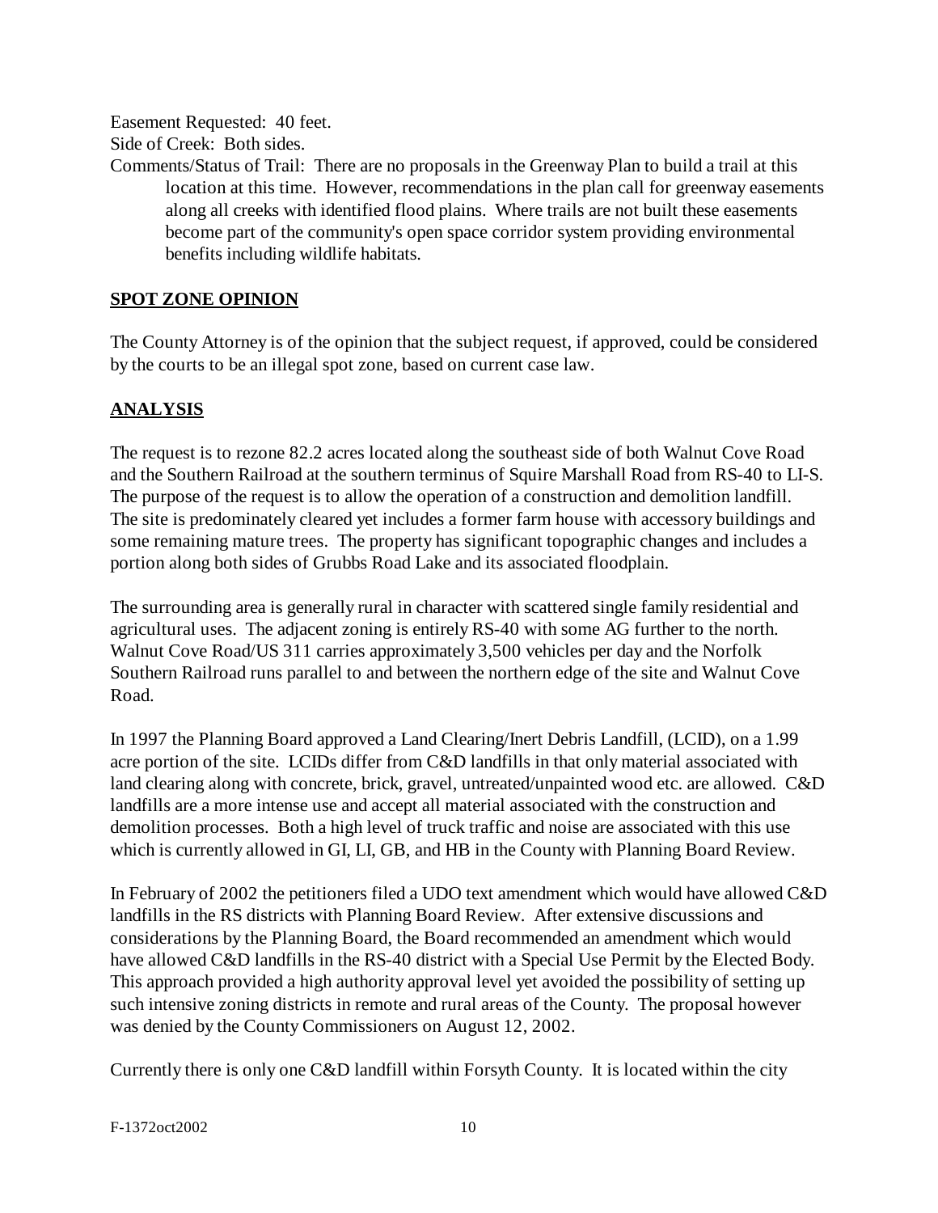Easement Requested: 40 feet.

Side of Creek: Both sides.

Comments/Status of Trail: There are no proposals in the Greenway Plan to build a trail at this location at this time. However, recommendations in the plan call for greenway easements along all creeks with identified flood plains. Where trails are not built these easements become part of the community's open space corridor system providing environmental benefits including wildlife habitats.

**SPOT ZONE OPINION**

The County Attorney is of the opinion that the subject request, if approved, could be considered by the courts to be an illegal spot zone, based on current case law.

**ANALYSIS**

The request is to rezone 82.2 acres located along the southeast side of both Walnut Cove Road and the Southern Railroad at the southern terminus of Squire Marshall Road from RS-40 to LI-S. The purpose of the request is to allow the operation of a construction and demolition landfill. The site is predominately cleared yet includes a former farm house with accessory buildings and some remaining mature trees. The property has significant topographic changes and includes a portion along both sides of Grubbs Road Lake and its associated floodplain.

The surrounding area is generally rural in character with scattered single family residential and agricultural uses. The adjacent zoning is entirely RS-40 with some AG further to the north. Walnut Cove Road/US 311 carries approximately 3,500 vehicles per day and the Norfolk Southern Railroad runs parallel to and between the northern edge of the site and Walnut Cove Road.

In 1997 the Planning Board approved a Land Clearing/Inert Debris Landfill, (LCID), on a 1.99 acre portion of the site. LCIDs differ from C&D landfills in that only material associated with land clearing along with concrete, brick, gravel, untreated/unpainted wood etc. are allowed. C&D landfills are a more intense use and accept all material associated with the construction and demolition processes. Both a high level of truck traffic and noise are associated with this use which is currently allowed in GI, LI, GB, and HB in the County with Planning Board Review.

In February of 2002 the petitioners filed a UDO text amendment which would have allowed C&D landfills in the RS districts with Planning Board Review. After extensive discussions and considerations by the Planning Board, the Board recommended an amendment which would have allowed C&D landfills in the RS-40 district with a Special Use Permit by the Elected Body. This approach provided a high authority approval level yet avoided the possibility of setting up such intensive zoning districts in remote and rural areas of the County. The proposal however was denied by the County Commissioners on August 12, 2002.

Currently there is only one C&D landfill within Forsyth County. It is located within the city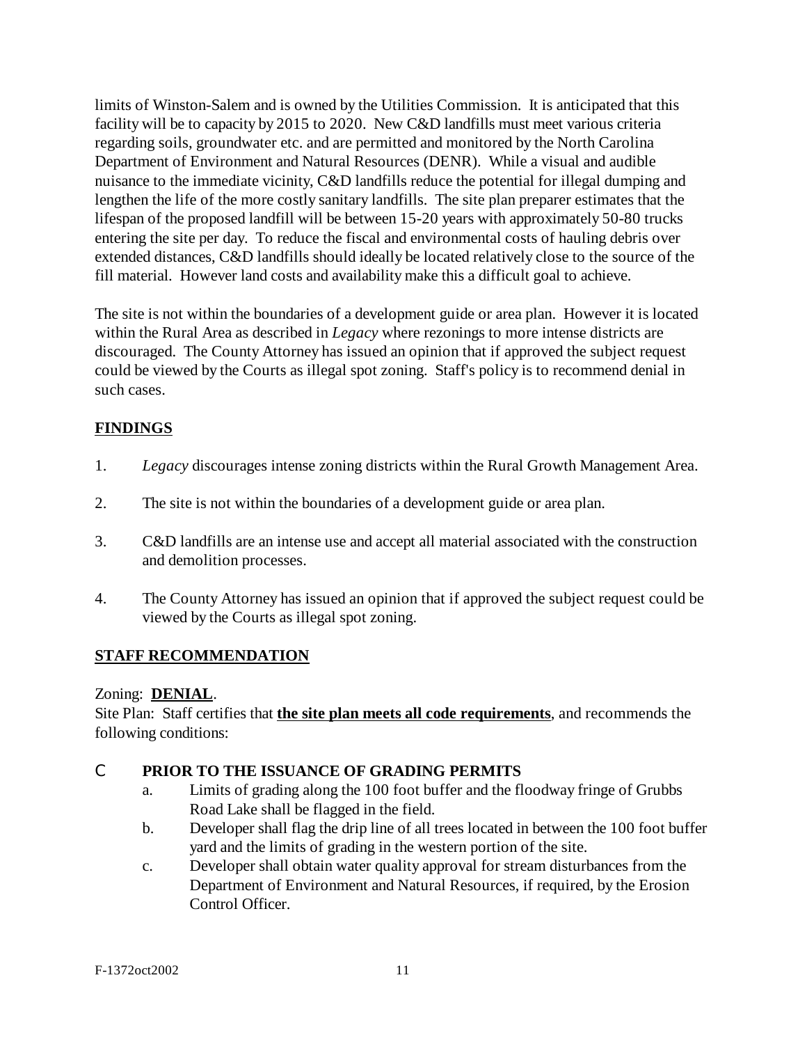limits of Winston-Salem and is owned by the Utilities Commission. It is anticipated that this facility will be to capacity by 2015 to 2020. New C&D landfills must meet various criteria regarding soils, groundwater etc. and are permitted and monitored by the North Carolina Department of Environment and Natural Resources (DENR). While a visual and audible nuisance to the immediate vicinity, C&D landfills reduce the potential for illegal dumping and lengthen the life of the more costly sanitary landfills. The site plan preparer estimates that the lifespan of the proposed landfill will be between 15-20 years with approximately 50-80 trucks entering the site per day. To reduce the fiscal and environmental costs of hauling debris over extended distances, C&D landfills should ideally be located relatively close to the source of the fill material. However land costs and availability make this a difficult goal to achieve.

The site is not within the boundaries of a development guide or area plan. However it is located within the Rural Area as described in *Legacy* where rezonings to more intense districts are discouraged. The County Attorney has issued an opinion that if approved the subject request could be viewed by the Courts as illegal spot zoning. Staff's policy is to recommend denial in such cases.

## FINDINGS

1. *Legacy* discourages intense zoning districts within the Rural Growth Management Area.

2. The site is not within the boundaries of a development guide or area plan.

3. C&D landfills are an intense use and accept all material associated with the construction and demolition processes.

4. The County Attorney has issued an opinion that if approved the subject request could be viewed by the Courts as illegal spot zoning.

## STAFF RECOMMENDATION

Zoning: **DENIAL**.

Site Plan: Staff certifies that **the site plan meets all code requirements**, and recommends the following conditions:

- **PRIOR TO THE ISSUANCE OF GRADING PERMITS**
  a. Limits of grading along the 100 foot buffer and the floodway fringe of Grubbs Road Lake shall be flagged in the field.
  b. Developer shall flag the drip line of all trees located in between the 100 foot buffer yard and the limits of grading in the western portion of the site.
  c. Developer shall obtain water quality approval for stream disturbances from the Department of Environment and Natural Resources, if required, by the Erosion Control Officer.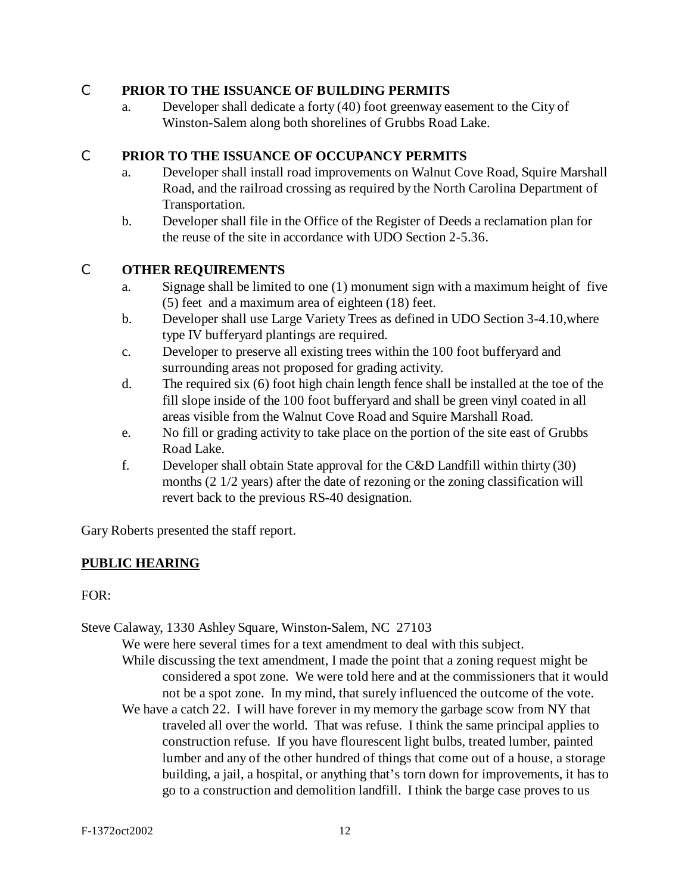- **PRIOR TO THE ISSUANCE OF BUILDING PERMITS**
  - a. Developer shall dedicate a forty (40) foot greenway easement to the City of Winston-Salem along both shorelines of Grubbs Road Lake.

- **PRIOR TO THE ISSUANCE OF OCCUPANCY PERMITS**
  - a. Developer shall install road improvements on Walnut Cove Road, Squire Marshall Road, and the railroad crossing as required by the North Carolina Department of Transportation.
  - b. Developer shall file in the Office of the Register of Deeds a reclamation plan for the reuse of the site in accordance with UDO Section 2-5.36.

- **OTHER REQUIREMENTS**
  - a. Signage shall be limited to one (1) monument sign with a maximum height of five (5) feet and a maximum area of eighteen (18) feet.
  - b. Developer shall use Large Variety Trees as defined in UDO Section 3-4.10,where type IV bufferyard plantings are required.
  - c. Developer to preserve all existing trees within the 100 foot bufferyard and surrounding areas not proposed for grading activity.
  - d. The required six (6) foot high chain length fence shall be installed at the toe of the fill slope inside of the 100 foot bufferyard and shall be green vinyl coated in all areas visible from the Walnut Cove Road and Squire Marshall Road.
  - e. No fill or grading activity to take place on the portion of the site east of Grubbs Road Lake.
  - f. Developer shall obtain State approval for the C&D Landfill within thirty (30) months (2 1/2 years) after the date of rezoning or the zoning classification will revert back to the previous RS-40 designation.

Gary Roberts presented the staff report.

**PUBLIC HEARING**

FOR:

Steve Calaway, 1330 Ashley Square, Winston-Salem, NC 27103

We were here several times for a text amendment to deal with this subject.

While discussing the text amendment, I made the point that a zoning request might be considered a spot zone. We were told here and at the commissioners that it would not be a spot zone. In my mind, that surely influenced the outcome of the vote.

We have a catch 22. I will have forever in my memory the garbage scow from NY that traveled all over the world. That was refuse. I think the same principal applies to construction refuse. If you have flourescent light bulbs, treated lumber, painted lumber and any of the other hundred of things that come out of a house, a storage building, a jail, a hospital, or anything that's torn down for improvements, it has to go to a construction and demolition landfill. I think the barge case proves to us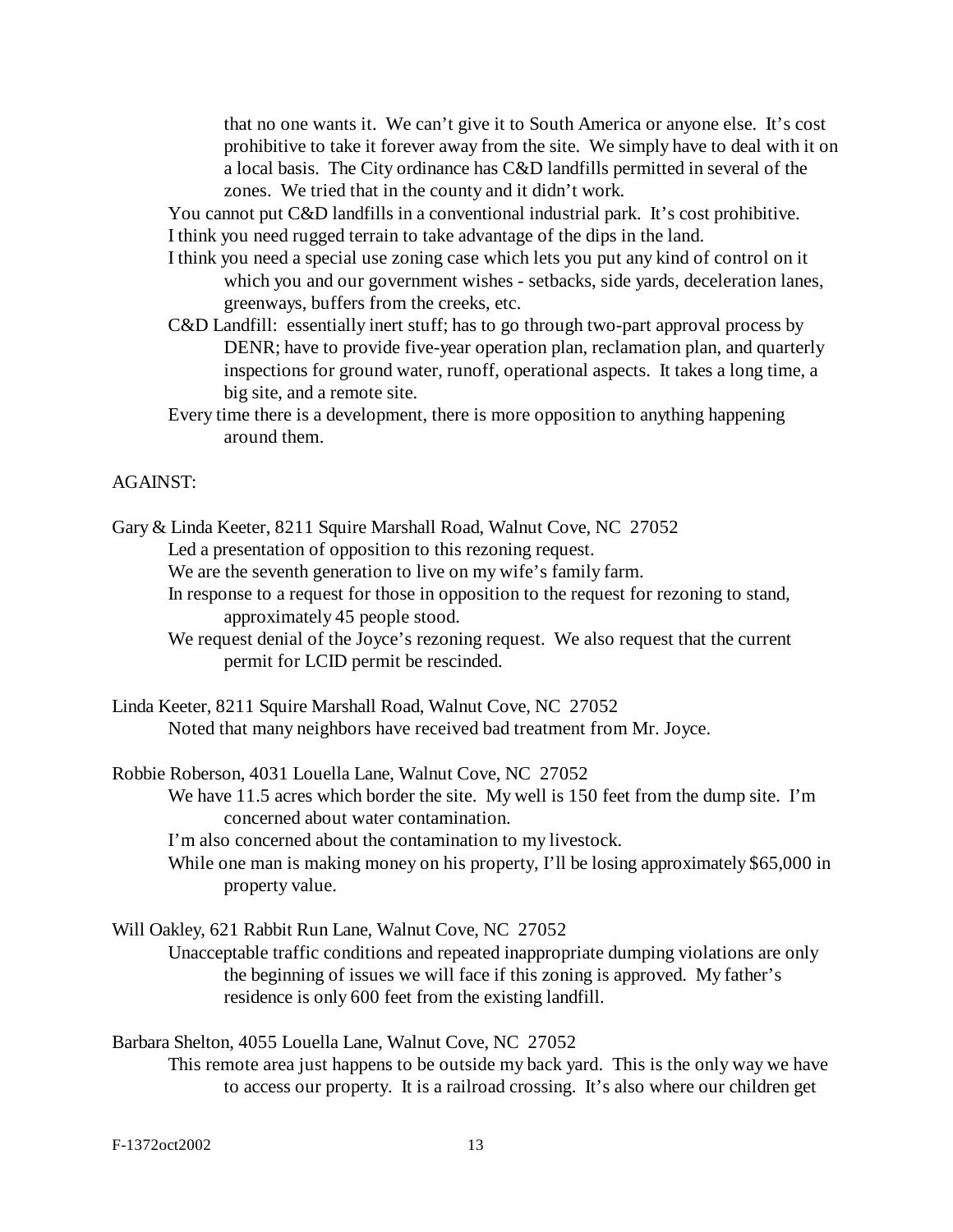that no one wants it. We can't give it to South America or anyone else. It's cost prohibitive to take it forever away from the site. We simply have to deal with it on a local basis. The City ordinance has C&D landfills permitted in several of the zones. We tried that in the county and it didn't work.

You cannot put C&D landfills in a conventional industrial park. It's cost prohibitive.

I think you need rugged terrain to take advantage of the dips in the land.

I think you need a special use zoning case which lets you put any kind of control on it which you and our government wishes - setbacks, side yards, deceleration lanes, greenways, buffers from the creeks, etc.

C&D Landfill: essentially inert stuff; has to go through two-part approval process by DENR; have to provide five-year operation plan, reclamation plan, and quarterly inspections for ground water, runoff, operational aspects. It takes a long time, a big site, and a remote site.

Every time there is a development, there is more opposition to anything happening around them.

AGAINST:

Gary & Linda Keeter, 8211 Squire Marshall Road, Walnut Cove, NC 27052

Led a presentation of opposition to this rezoning request.

We are the seventh generation to live on my wife's family farm.

In response to a request for those in opposition to the request for rezoning to stand, approximately 45 people stood.

We request denial of the Joyce's rezoning request. We also request that the current permit for LCID permit be rescinded.

Linda Keeter, 8211 Squire Marshall Road, Walnut Cove, NC 27052

Noted that many neighbors have received bad treatment from Mr. Joyce.

Robbie Roberson, 4031 Louella Lane, Walnut Cove, NC 27052

We have 11.5 acres which border the site. My well is 150 feet from the dump site. I'm concerned about water contamination.

I'm also concerned about the contamination to my livestock.

While one man is making money on his property, I'll be losing approximately $65,000 in property value.

Will Oakley, 621 Rabbit Run Lane, Walnut Cove, NC 27052

Unacceptable traffic conditions and repeated inappropriate dumping violations are only the beginning of issues we will face if this zoning is approved. My father's residence is only 600 feet from the existing landfill.

Barbara Shelton, 4055 Louella Lane, Walnut Cove, NC 27052

This remote area just happens to be outside my back yard. This is the only way we have to access our property. It is a railroad crossing. It's also where our children get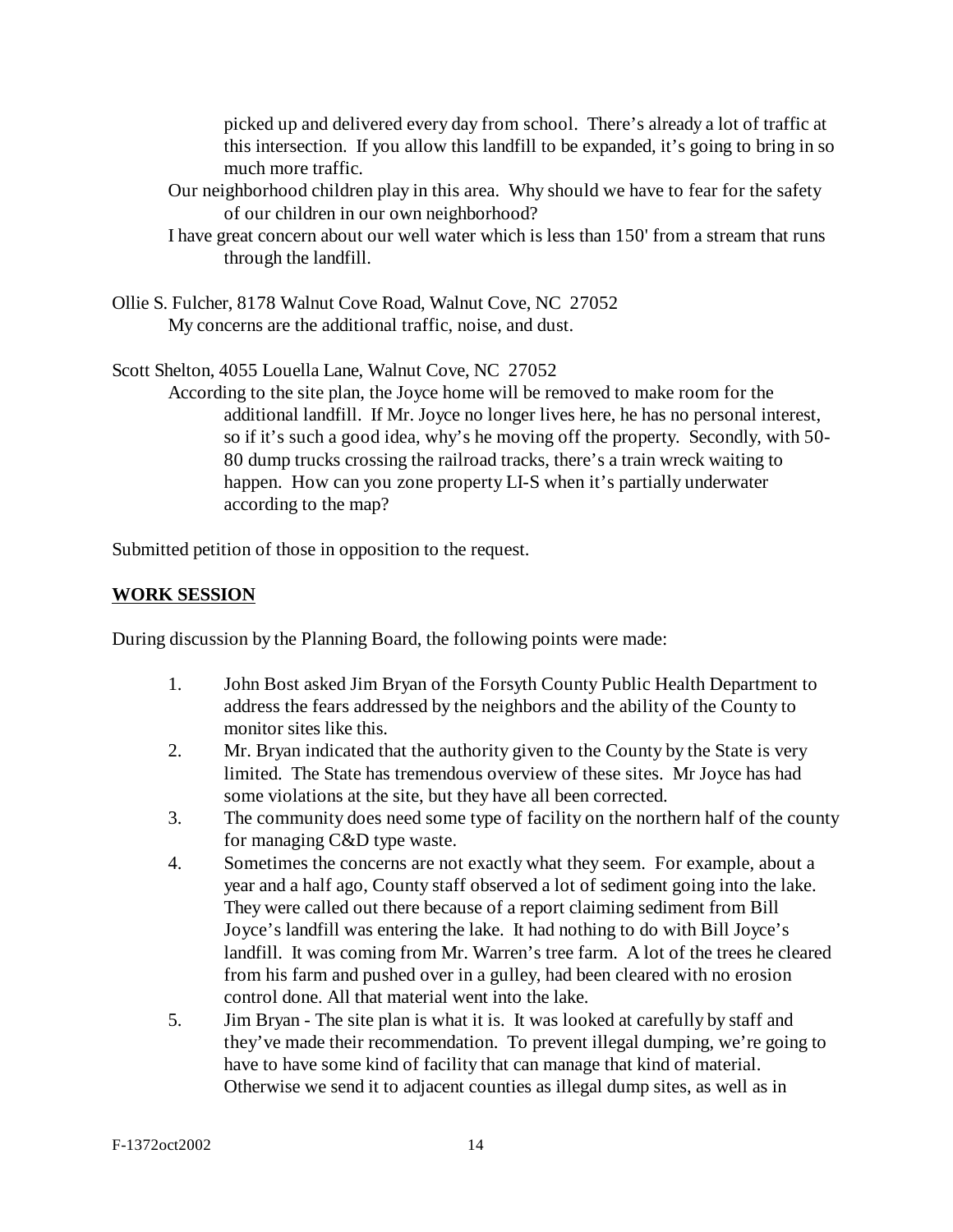picked up and delivered every day from school. There's already a lot of traffic at this intersection. If you allow this landfill to be expanded, it's going to bring in so much more traffic.

Our neighborhood children play in this area. Why should we have to fear for the safety of our children in our own neighborhood?

I have great concern about our well water which is less than 150' from a stream that runs through the landfill.

Ollie S. Fulcher, 8178 Walnut Cove Road, Walnut Cove, NC 27052

My concerns are the additional traffic, noise, and dust.

Scott Shelton, 4055 Louella Lane, Walnut Cove, NC 27052

According to the site plan, the Joyce home will be removed to make room for the additional landfill. If Mr. Joyce no longer lives here, he has no personal interest, so if it's such a good idea, why's he moving off the property. Secondly, with 50-80 dump trucks crossing the railroad tracks, there's a train wreck waiting to happen. How can you zone property LI-S when it's partially underwater according to the map?

Submitted petition of those in opposition to the request.

**WORK SESSION**

During discussion by the Planning Board, the following points were made:

1. John Bost asked Jim Bryan of the Forsyth County Public Health Department to address the fears addressed by the neighbors and the ability of the County to monitor sites like this.
2. Mr. Bryan indicated that the authority given to the County by the State is very limited. The State has tremendous overview of these sites. Mr Joyce has had some violations at the site, but they have all been corrected.
3. The community does need some type of facility on the northern half of the county for managing C&D type waste.
4. Sometimes the concerns are not exactly what they seem. For example, about a year and a half ago, County staff observed a lot of sediment going into the lake. They were called out there because of a report claiming sediment from Bill Joyce's landfill was entering the lake. It had nothing to do with Bill Joyce's landfill. It was coming from Mr. Warren's tree farm. A lot of the trees he cleared from his farm and pushed over in a gulley, had been cleared with no erosion control done. All that material went into the lake.
5. Jim Bryan - The site plan is what it is. It was looked at carefully by staff and they've made their recommendation. To prevent illegal dumping, we're going to have to have some kind of facility that can manage that kind of material. Otherwise we send it to adjacent counties as illegal dump sites, as well as in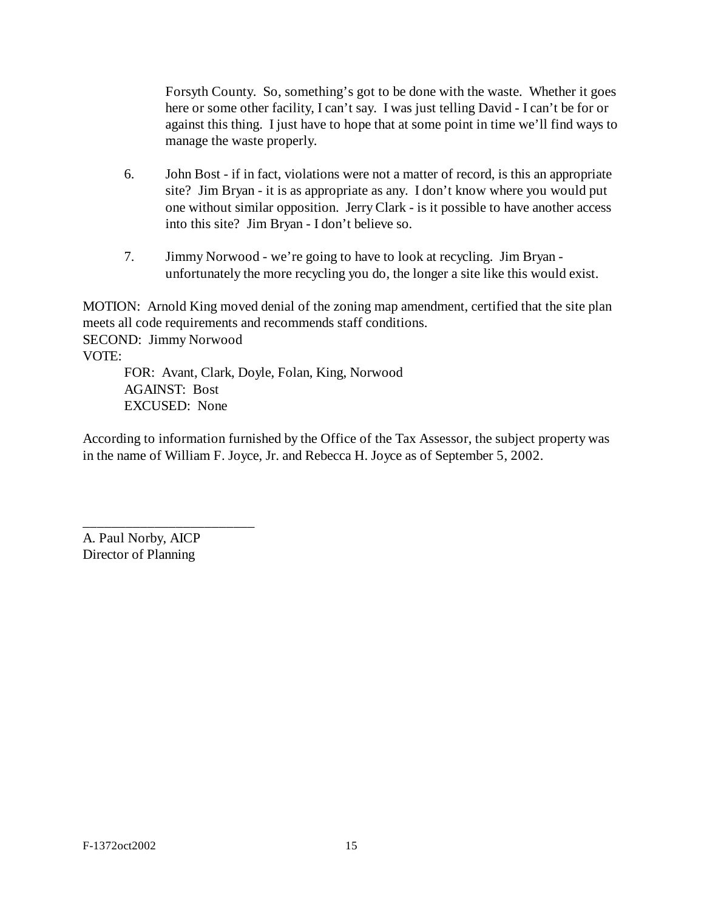Forsyth County. So, something's got to be done with the waste. Whether it goes here or some other facility, I can't say. I was just telling David - I can't be for or against this thing. I just have to hope that at some point in time we'll find ways to manage the waste properly.

6. John Bost - if in fact, violations were not a matter of record, is this an appropriate site? Jim Bryan - it is as appropriate as any. I don't know where you would put one without similar opposition. Jerry Clark - is it possible to have another access into this site? Jim Bryan - I don't believe so.

7. Jimmy Norwood - we're going to have to look at recycling. Jim Bryan - unfortunately the more recycling you do, the longer a site like this would exist.

MOTION: Arnold King moved denial of the zoning map amendment, certified that the site plan meets all code requirements and recommends staff conditions.
SECOND: Jimmy Norwood
VOTE:
FOR: Avant, Clark, Doyle, Folan, King, Norwood
AGAINST: Bost
EXCUSED: None

According to information furnished by the Office of the Tax Assessor, the subject property was in the name of William F. Joyce, Jr. and Rebecca H. Joyce as of September 5, 2002.

_________________________
A. Paul Norby, AICP
Director of Planning

F-1372oct2002